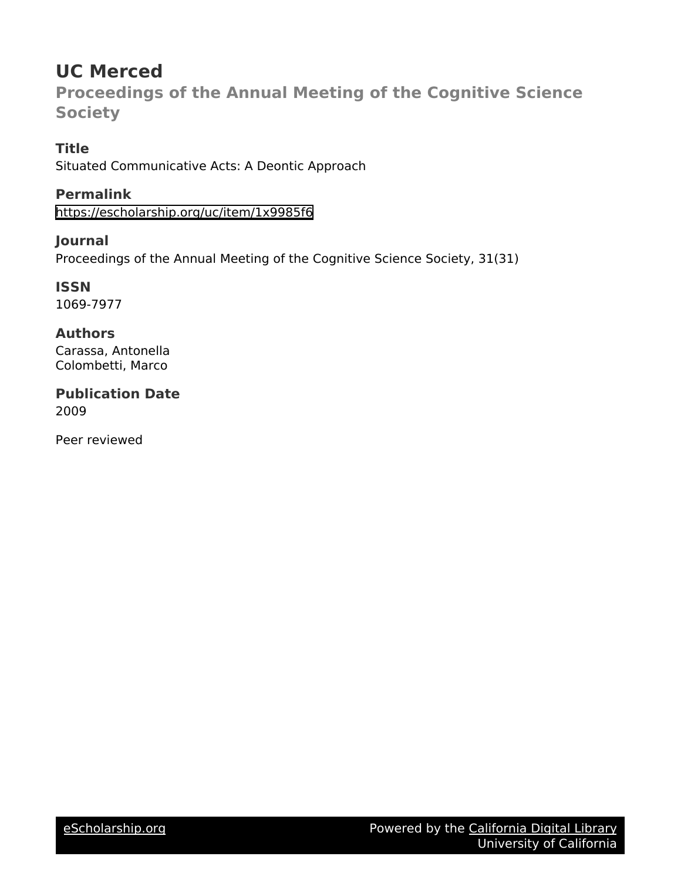# UC Merced

## Proceedings of the Annual Meeting of the Cognitive Science Society

### Title

Situated Communicative Acts: A Deontic Approach

### Permalink

https://escholarship.org/uc/item/1x9985f6

### Journal

Proceedings of the Annual Meeting of the Cognitive Science Society, 31(31)

### ISSN

1069-7977

### Authors

Carassa, Antonella
Colombetti, Marco

### Publication Date

2009

Peer reviewed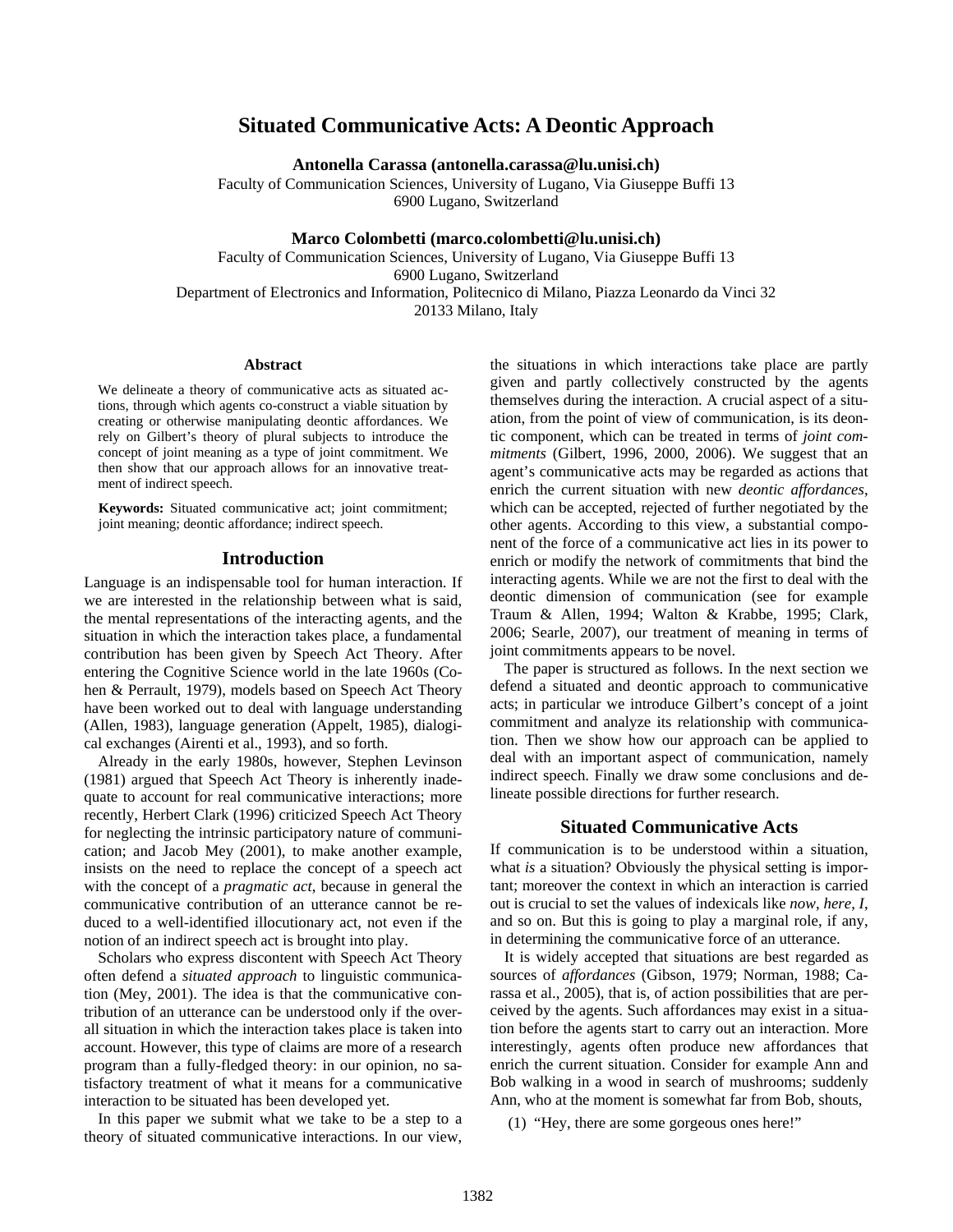# Situated Communicative Acts: A Deontic Approach

**Antonella Carassa (antonella.carassa@lu.unisi.ch)**
Faculty of Communication Sciences, University of Lugano, Via Giuseppe Buffi 13
6900 Lugano, Switzerland

**Marco Colombetti (marco.colombetti@lu.unisi.ch)**
Faculty of Communication Sciences, University of Lugano, Via Giuseppe Buffi 13
6900 Lugano, Switzerland
Department of Electronics and Information, Politecnico di Milano, Piazza Leonardo da Vinci 32
20133 Milano, Italy

## Abstract

We delineate a theory of communicative acts as situated actions, through which agents co-construct a viable situation by creating or otherwise manipulating deontic affordances. We rely on Gilbert's theory of plural subjects to introduce the concept of joint meaning as a type of joint commitment. We then show that our approach allows for an innovative treatment of indirect speech.

**Keywords:** Situated communicative act; joint commitment; joint meaning; deontic affordance; indirect speech.

## Introduction

Language is an indispensable tool for human interaction. If we are interested in the relationship between what is said, the mental representations of the interacting agents, and the situation in which the interaction takes place, a fundamental contribution has been given by Speech Act Theory. After entering the Cognitive Science world in the late 1960s (Cohen & Perrault, 1979), models based on Speech Act Theory have been worked out to deal with language understanding (Allen, 1983), language generation (Appelt, 1985), dialogical exchanges (Airenti et al., 1993), and so forth.

Already in the early 1980s, however, Stephen Levinson (1981) argued that Speech Act Theory is inherently inadequate to account for real communicative interactions; more recently, Herbert Clark (1996) criticized Speech Act Theory for neglecting the intrinsic participatory nature of communication; and Jacob Mey (2001), to make another example, insists on the need to replace the concept of a speech act with the concept of a *pragmatic act*, because in general the communicative contribution of an utterance cannot be reduced to a well-identified illocutionary act, not even if the notion of an indirect speech act is brought into play.

Scholars who express discontent with Speech Act Theory often defend a *situated approach* to linguistic communication (Mey, 2001). The idea is that the communicative contribution of an utterance can be understood only if the overall situation in which the interaction takes place is taken into account. However, this type of claims are more of a research program than a fully-fledged theory: in our opinion, no satisfactory treatment of what it means for a communicative interaction to be situated has been developed yet.

In this paper we submit what we take to be a step to a theory of situated communicative interactions. In our view, the situations in which interactions take place are partly given and partly collectively constructed by the agents themselves during the interaction. A crucial aspect of a situation, from the point of view of communication, is its deontic component, which can be treated in terms of *joint commitments* (Gilbert, 1996, 2000, 2006). We suggest that an agent's communicative acts may be regarded as actions that enrich the current situation with new *deontic affordances*, which can be accepted, rejected of further negotiated by the other agents. According to this view, a substantial component of the force of a communicative act lies in its power to enrich or modify the network of commitments that bind the interacting agents. While we are not the first to deal with the deontic dimension of communication (see for example Traum & Allen, 1994; Walton & Krabbe, 1995; Clark, 2006; Searle, 2007), our treatment of meaning in terms of joint commitments appears to be novel.

The paper is structured as follows. In the next section we defend a situated and deontic approach to communicative acts; in particular we introduce Gilbert's concept of a joint commitment and analyze its relationship with communication. Then we show how our approach can be applied to deal with an important aspect of communication, namely indirect speech. Finally we draw some conclusions and delineate possible directions for further research.

## Situated Communicative Acts

If communication is to be understood within a situation, what *is* a situation? Obviously the physical setting is important; moreover the context in which an interaction is carried out is crucial to set the values of indexicals like *now*, *here*, *I*, and so on. But this is going to play a marginal role, if any, in determining the communicative force of an utterance.

It is widely accepted that situations are best regarded as sources of *affordances* (Gibson, 1979; Norman, 1988; Carassa et al., 2005), that is, of action possibilities that are perceived by the agents. Such affordances may exist in a situation before the agents start to carry out an interaction. More interestingly, agents often produce new affordances that enrich the current situation. Consider for example Ann and Bob walking in a wood in search of mushrooms; suddenly Ann, who at the moment is somewhat far from Bob, shouts,

(1) "Hey, there are some gorgeous ones here!"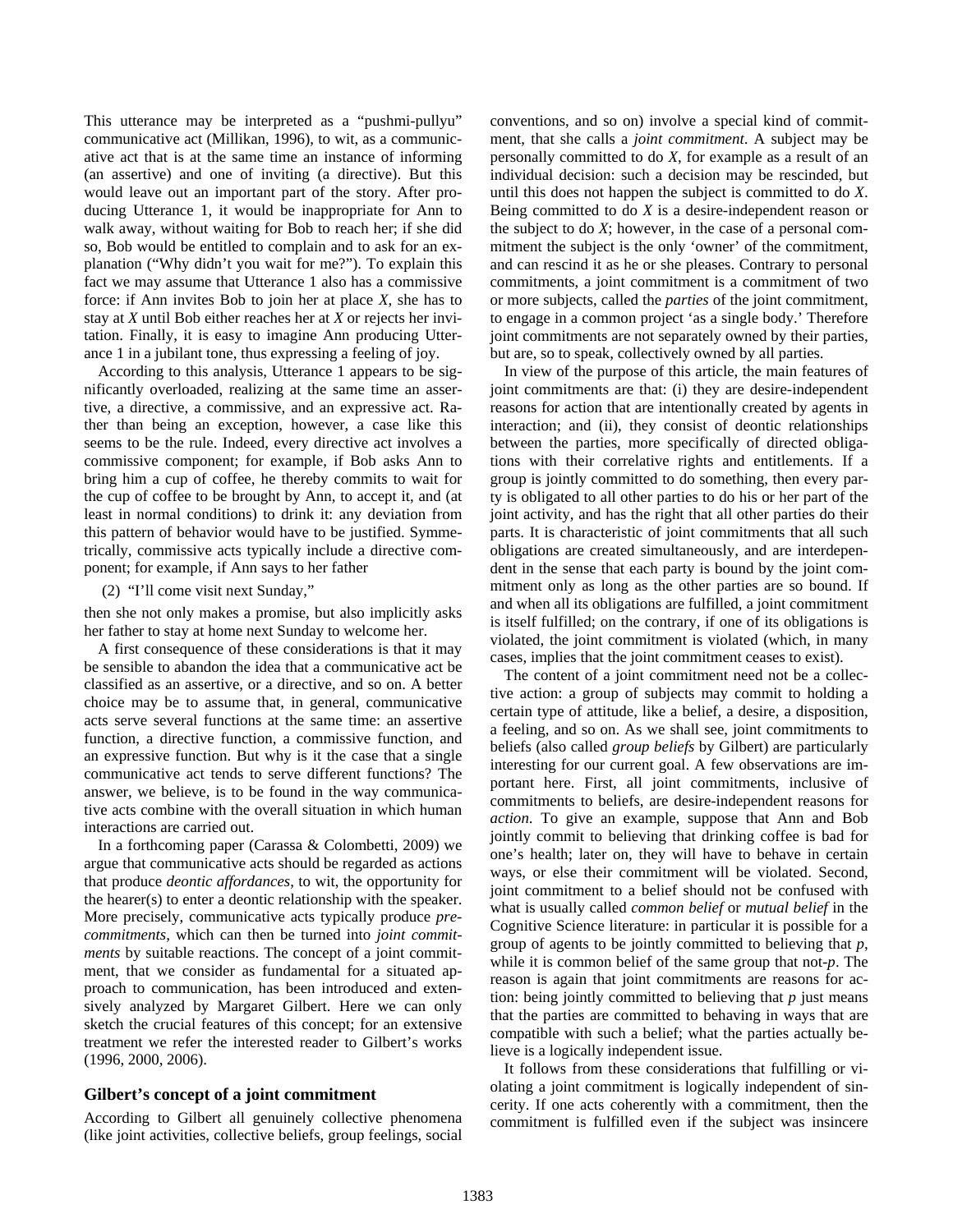This utterance may be interpreted as a "pushmi-pullyu" communicative act (Millikan, 1996), to wit, as a communicative act that is at the same time an instance of informing (an assertive) and one of inviting (a directive). But this would leave out an important part of the story. After producing Utterance 1, it would be inappropriate for Ann to walk away, without waiting for Bob to reach her; if she did so, Bob would be entitled to complain and to ask for an explanation ("Why didn't you wait for me?"). To explain this fact we may assume that Utterance 1 also has a commissive force: if Ann invites Bob to join her at place *X*, she has to stay at *X* until Bob either reaches her at *X* or rejects her invitation. Finally, it is easy to imagine Ann producing Utterance 1 in a jubilant tone, thus expressing a feeling of joy.

According to this analysis, Utterance 1 appears to be significantly overloaded, realizing at the same time an assertive, a directive, a commissive, and an expressive act. Rather than being an exception, however, a case like this seems to be the rule. Indeed, every directive act involves a commissive component; for example, if Bob asks Ann to bring him a cup of coffee, he thereby commits to wait for the cup of coffee to be brought by Ann, to accept it, and (at least in normal conditions) to drink it: any deviation from this pattern of behavior would have to be justified. Symmetrically, commissive acts typically include a directive component; for example, if Ann says to her father

(2) "I'll come visit next Sunday,"

then she not only makes a promise, but also implicitly asks her father to stay at home next Sunday to welcome her.

A first consequence of these considerations is that it may be sensible to abandon the idea that a communicative act be classified as an assertive, or a directive, and so on. A better choice may be to assume that, in general, communicative acts serve several functions at the same time: an assertive function, a directive function, a commissive function, and an expressive function. But why is it the case that a single communicative act tends to serve different functions? The answer, we believe, is to be found in the way communicative acts combine with the overall situation in which human interactions are carried out.

In a forthcoming paper (Carassa & Colombetti, 2009) we argue that communicative acts should be regarded as actions that produce *deontic affordances*, to wit, the opportunity for the hearer(s) to enter a deontic relationship with the speaker. More precisely, communicative acts typically produce *pre-commitments*, which can then be turned into *joint commitments* by suitable reactions. The concept of a joint commitment, that we consider as fundamental for a situated approach to communication, has been introduced and extensively analyzed by Margaret Gilbert. Here we can only sketch the crucial features of this concept; for an extensive treatment we refer the interested reader to Gilbert's works (1996, 2000, 2006).

## Gilbert's concept of a joint commitment

According to Gilbert all genuinely collective phenomena (like joint activities, collective beliefs, group feelings, social conventions, and so on) involve a special kind of commitment, that she calls a *joint commitment*. A subject may be personally committed to do *X*, for example as a result of an individual decision: such a decision may be rescinded, but until this does not happen the subject is committed to do *X*. Being committed to do *X* is a desire-independent reason or the subject to do *X*; however, in the case of a personal commitment the subject is the only 'owner' of the commitment, and can rescind it as he or she pleases. Contrary to personal commitments, a joint commitment is a commitment of two or more subjects, called the *parties* of the joint commitment, to engage in a common project 'as a single body.' Therefore joint commitments are not separately owned by their parties, but are, so to speak, collectively owned by all parties.

In view of the purpose of this article, the main features of joint commitments are that: (i) they are desire-independent reasons for action that are intentionally created by agents in interaction; and (ii), they consist of deontic relationships between the parties, more specifically of directed obligations with their correlative rights and entitlements. If a group is jointly committed to do something, then every party is obligated to all other parties to do his or her part of the joint activity, and has the right that all other parties do their parts. It is characteristic of joint commitments that all such obligations are created simultaneously, and are interdependent in the sense that each party is bound by the joint commitment only as long as the other parties are so bound. If and when all its obligations are fulfilled, a joint commitment is itself fulfilled; on the contrary, if one of its obligations is violated, the joint commitment is violated (which, in many cases, implies that the joint commitment ceases to exist).

The content of a joint commitment need not be a collective action: a group of subjects may commit to holding a certain type of attitude, like a belief, a desire, a disposition, a feeling, and so on. As we shall see, joint commitments to beliefs (also called *group beliefs* by Gilbert) are particularly interesting for our current goal. A few observations are important here. First, all joint commitments, inclusive of commitments to beliefs, are desire-independent reasons for *action*. To give an example, suppose that Ann and Bob jointly commit to believing that drinking coffee is bad for one's health; later on, they will have to behave in certain ways, or else their commitment will be violated. Second, joint commitment to a belief should not be confused with what is usually called *common belief* or *mutual belief* in the Cognitive Science literature: in particular it is possible for a group of agents to be jointly committed to believing that *p*, while it is common belief of the same group that not-*p*. The reason is again that joint commitments are reasons for action: being jointly committed to believing that *p* just means that the parties are committed to behaving in ways that are compatible with such a belief; what the parties actually believe is a logically independent issue.

It follows from these considerations that fulfilling or violating a joint commitment is logically independent of sincerity. If one acts coherently with a commitment, then the commitment is fulfilled even if the subject was insincere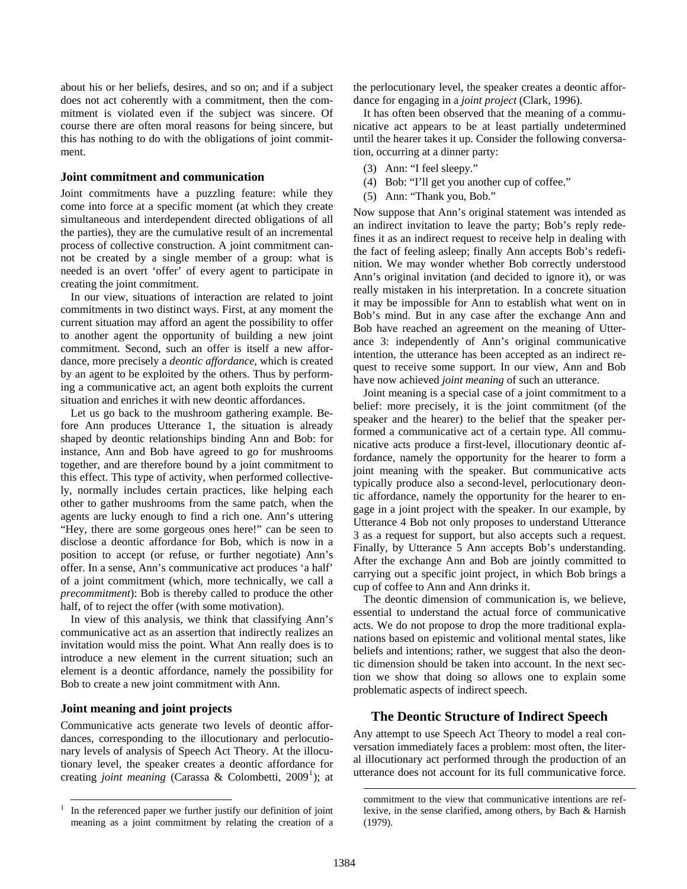about his or her beliefs, desires, and so on; and if a subject does not act coherently with a commitment, then the commitment is violated even if the subject was sincere. Of course there are often moral reasons for being sincere, but this has nothing to do with the obligations of joint commitment.

### Joint commitment and communication

Joint commitments have a puzzling feature: while they come into force at a specific moment (at which they create simultaneous and interdependent directed obligations of all the parties), they are the cumulative result of an incremental process of collective construction. A joint commitment cannot be created by a single member of a group: what is needed is an overt 'offer' of every agent to participate in creating the joint commitment.

In our view, situations of interaction are related to joint commitments in two distinct ways. First, at any moment the current situation may afford an agent the possibility to offer to another agent the opportunity of building a new joint commitment. Second, such an offer is itself a new affordance, more precisely a *deontic affordance*, which is created by an agent to be exploited by the others. Thus by performing a communicative act, an agent both exploits the current situation and enriches it with new deontic affordances.

Let us go back to the mushroom gathering example. Before Ann produces Utterance 1, the situation is already shaped by deontic relationships binding Ann and Bob: for instance, Ann and Bob have agreed to go for mushrooms together, and are therefore bound by a joint commitment to this effect. This type of activity, when performed collectively, normally includes certain practices, like helping each other to gather mushrooms from the same patch, when the agents are lucky enough to find a rich one. Ann's uttering "Hey, there are some gorgeous ones here!" can be seen to disclose a deontic affordance for Bob, which is now in a position to accept (or refuse, or further negotiate) Ann's offer. In a sense, Ann's communicative act produces 'a half' of a joint commitment (which, more technically, we call a *precommitment*): Bob is thereby called to produce the other half, of to reject the offer (with some motivation).

In view of this analysis, we think that classifying Ann's communicative act as an assertion that indirectly realizes an invitation would miss the point. What Ann really does is to introduce a new element in the current situation; such an element is a deontic affordance, namely the possibility for Bob to create a new joint commitment with Ann.

### Joint meaning and joint projects

Communicative acts generate two levels of deontic affordances, corresponding to the illocutionary and perlocutionary levels of analysis of Speech Act Theory. At the illocutionary level, the speaker creates a deontic affordance for creating *joint meaning* (Carassa & Colombetti, 2009[1]); at the perlocutionary level, the speaker creates a deontic affordance for engaging in a *joint project* (Clark, 1996).

It has often been observed that the meaning of a communicative act appears to be at least partially undetermined until the hearer takes it up. Consider the following conversation, occurring at a dinner party:

(3) Ann: "I feel sleepy."
(4) Bob: "I'll get you another cup of coffee."
(5) Ann: "Thank you, Bob."

Now suppose that Ann's original statement was intended as an indirect invitation to leave the party; Bob's reply redefines it as an indirect request to receive help in dealing with the fact of feeling asleep; finally Ann accepts Bob's redefinition. We may wonder whether Bob correctly understood Ann's original invitation (and decided to ignore it), or was really mistaken in his interpretation. In a concrete situation it may be impossible for Ann to establish what went on in Bob's mind. But in any case after the exchange Ann and Bob have reached an agreement on the meaning of Utterance 3: independently of Ann's original communicative intention, the utterance has been accepted as an indirect request to receive some support. In our view, Ann and Bob have now achieved *joint meaning* of such an utterance.

Joint meaning is a special case of a joint commitment to a belief: more precisely, it is the joint commitment (of the speaker and the hearer) to the belief that the speaker performed a communicative act of a certain type. All communicative acts produce a first-level, illocutionary deontic affordance, namely the opportunity for the hearer to form a joint meaning with the speaker. But communicative acts typically produce also a second-level, perlocutionary deontic affordance, namely the opportunity for the hearer to engage in a joint project with the speaker. In our example, by Utterance 4 Bob not only proposes to understand Utterance 3 as a request for support, but also accepts such a request. Finally, by Utterance 5 Ann accepts Bob's understanding. After the exchange Ann and Bob are jointly committed to carrying out a specific joint project, in which Bob brings a cup of coffee to Ann and Ann drinks it.

The deontic dimension of communication is, we believe, essential to understand the actual force of communicative acts. We do not propose to drop the more traditional explanations based on epistemic and volitional mental states, like beliefs and intentions; rather, we suggest that also the deontic dimension should be taken into account. In the next section we show that doing so allows one to explain some problematic aspects of indirect speech.

## The Deontic Structure of Indirect Speech

Any attempt to use Speech Act Theory to model a real conversation immediately faces a problem: most often, the literal illocutionary act performed through the production of an utterance does not account for its full communicative force.

---

[1] In the referenced paper we further justify our definition of joint meaning as a joint commitment by relating the creation of a commitment to the view that communicative intentions are reflexive, in the sense clarified, among others, by Bach & Harnish (1979).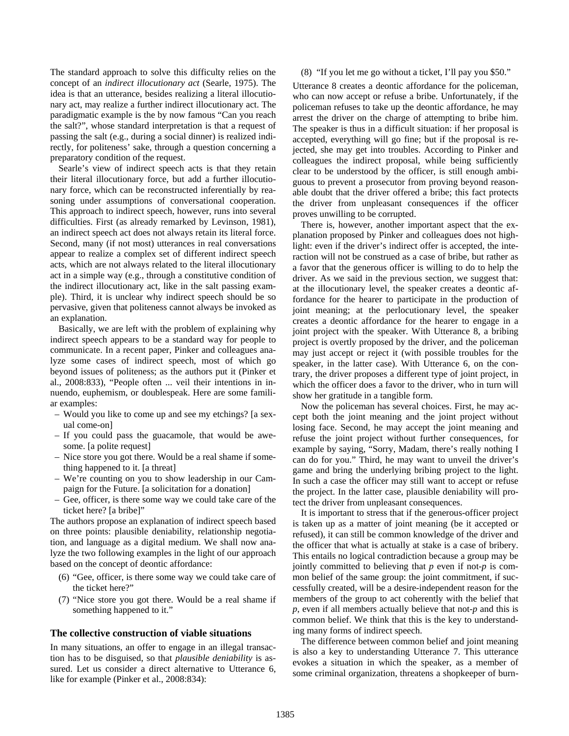The standard approach to solve this difficulty relies on the concept of an *indirect illocutionary act* (Searle, 1975). The idea is that an utterance, besides realizing a literal illocutionary act, may realize a further indirect illocutionary act. The paradigmatic example is the by now famous "Can you reach the salt?", whose standard interpretation is that a request of passing the salt (e.g., during a social dinner) is realized indirectly, for politeness' sake, through a question concerning a preparatory condition of the request.

Searle's view of indirect speech acts is that they retain their literal illocutionary force, but add a further illocutionary force, which can be reconstructed inferentially by reasoning under assumptions of conversational cooperation. This approach to indirect speech, however, runs into several difficulties. First (as already remarked by Levinson, 1981), an indirect speech act does not always retain its literal force. Second, many (if not most) utterances in real conversations appear to realize a complex set of different indirect speech acts, which are not always related to the literal illocutionary act in a simple way (e.g., through a constitutive condition of the indirect illocutionary act, like in the salt passing example). Third, it is unclear why indirect speech should be so pervasive, given that politeness cannot always be invoked as an explanation.

Basically, we are left with the problem of explaining why indirect speech appears to be a standard way for people to communicate. In a recent paper, Pinker and colleagues analyze some cases of indirect speech, most of which go beyond issues of politeness; as the authors put it (Pinker et al., 2008:833), "People often ... veil their intentions in innuendo, euphemism, or doublespeak. Here are some familiar examples:

- Would you like to come up and see my etchings? [a sexual come-on]
- If you could pass the guacamole, that would be awesome. [a polite request]
- Nice store you got there. Would be a real shame if something happened to it. [a threat]
- We're counting on you to show leadership in our Campaign for the Future. [a solicitation for a donation]
- Gee, officer, is there some way we could take care of the ticket here? [a bribe]"

The authors propose an explanation of indirect speech based on three points: plausible deniability, relationship negotiation, and language as a digital medium. We shall now analyze the two following examples in the light of our approach based on the concept of deontic affordance:

(6) "Gee, officer, is there some way we could take care of the ticket here?"

(7) "Nice store you got there. Would be a real shame if something happened to it."

## The collective construction of viable situations

In many situations, an offer to engage in an illegal transaction has to be disguised, so that *plausible deniability* is assured. Let us consider a direct alternative to Utterance 6, like for example (Pinker et al., 2008:834):

(8) "If you let me go without a ticket, I'll pay you $50."

Utterance 8 creates a deontic affordance for the policeman, who can now accept or refuse a bribe. Unfortunately, if the policeman refuses to take up the deontic affordance, he may arrest the driver on the charge of attempting to bribe him. The speaker is thus in a difficult situation: if her proposal is accepted, everything will go fine; but if the proposal is rejected, she may get into troubles. According to Pinker and colleagues the indirect proposal, while being sufficiently clear to be understood by the officer, is still enough ambiguous to prevent a prosecutor from proving beyond reasonable doubt that the driver offered a bribe; this fact protects the driver from unpleasant consequences if the officer proves unwilling to be corrupted.

There is, however, another important aspect that the explanation proposed by Pinker and colleagues does not highlight: even if the driver's indirect offer is accepted, the interaction will not be construed as a case of bribe, but rather as a favor that the generous officer is willing to do to help the driver. As we said in the previous section, we suggest that: at the illocutionary level, the speaker creates a deontic affordance for the hearer to participate in the production of joint meaning; at the perlocutionary level, the speaker creates a deontic affordance for the hearer to engage in a joint project with the speaker. With Utterance 8, a bribing project is overtly proposed by the driver, and the policeman may just accept or reject it (with possible troubles for the speaker, in the latter case). With Utterance 6, on the contrary, the driver proposes a different type of joint project, in which the officer does a favor to the driver, who in turn will show her gratitude in a tangible form.

Now the policeman has several choices. First, he may accept both the joint meaning and the joint project without losing face. Second, he may accept the joint meaning and refuse the joint project without further consequences, for example by saying, "Sorry, Madam, there's really nothing I can do for you." Third, he may want to unveil the driver's game and bring the underlying bribing project to the light. In such a case the officer may still want to accept or refuse the project. In the latter case, plausible deniability will protect the driver from unpleasant consequences.

It is important to stress that if the generous-officer project is taken up as a matter of joint meaning (be it accepted or refused), it can still be common knowledge of the driver and the officer that what is actually at stake is a case of bribery. This entails no logical contradiction because a group may be jointly committed to believing that *p* even if not-*p* is common belief of the same group: the joint commitment, if successfully created, will be a desire-independent reason for the members of the group to act coherently with the belief that *p*, even if all members actually believe that not-*p* and this is common belief. We think that this is the key to understanding many forms of indirect speech.

The difference between common belief and joint meaning is also a key to understanding Utterance 7. This utterance evokes a situation in which the speaker, as a member of some criminal organization, threatens a shopkeeper of burn-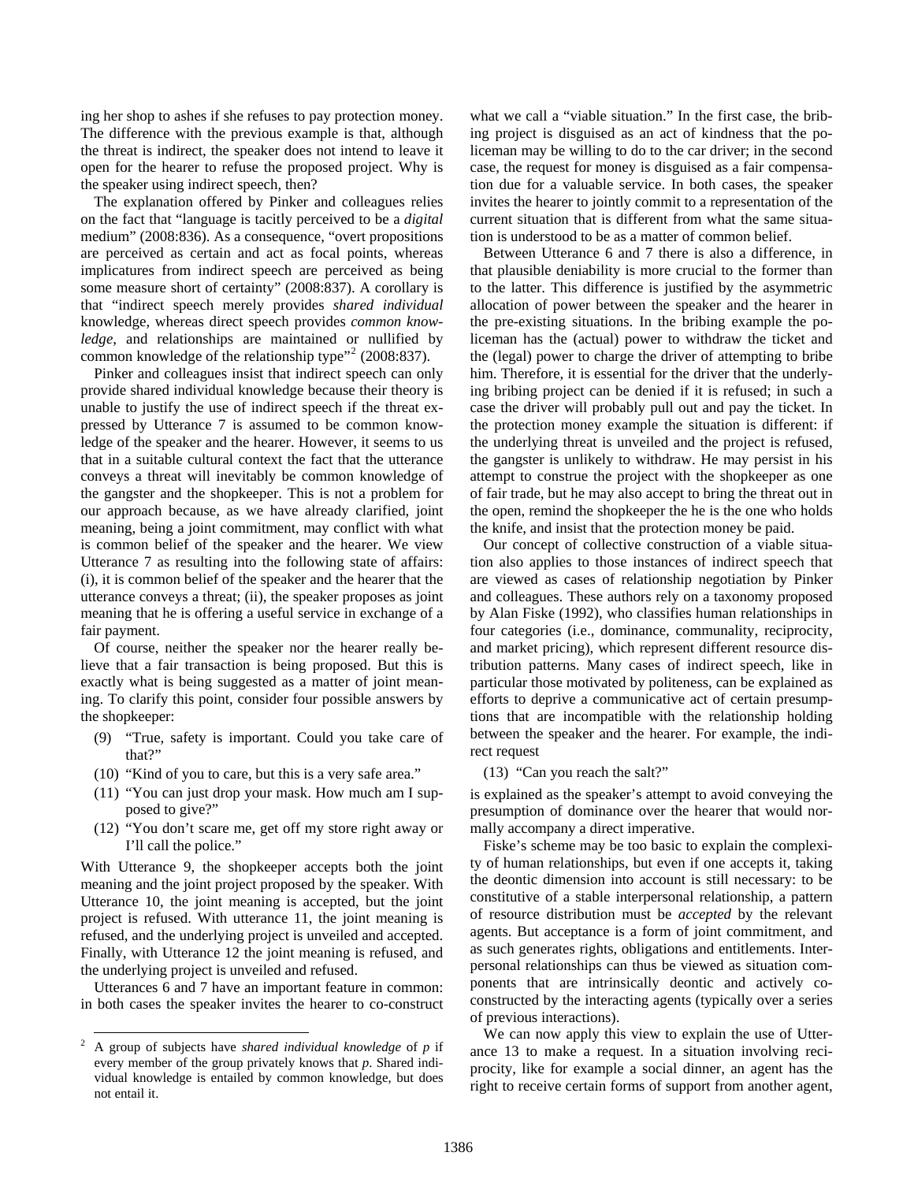ing her shop to ashes if she refuses to pay protection money. The difference with the previous example is that, although the threat is indirect, the speaker does not intend to leave it open for the hearer to refuse the proposed project. Why is the speaker using indirect speech, then?

The explanation offered by Pinker and colleagues relies on the fact that "language is tacitly perceived to be a *digital* medium" (2008:836). As a consequence, "overt propositions are perceived as certain and act as focal points, whereas implicatures from indirect speech are perceived as being some measure short of certainty" (2008:837). A corollary is that "indirect speech merely provides *shared individual* knowledge, whereas direct speech provides *common knowledge*, and relationships are maintained or nullified by common knowledge of the relationship type"[2] (2008:837).

Pinker and colleagues insist that indirect speech can only provide shared individual knowledge because their theory is unable to justify the use of indirect speech if the threat expressed by Utterance 7 is assumed to be common knowledge of the speaker and the hearer. However, it seems to us that in a suitable cultural context the fact that the utterance conveys a threat will inevitably be common knowledge of the gangster and the shopkeeper. This is not a problem for our approach because, as we have already clarified, joint meaning, being a joint commitment, may conflict with what is common belief of the speaker and the hearer. We view Utterance 7 as resulting into the following state of affairs: (i), it is common belief of the speaker and the hearer that the utterance conveys a threat; (ii), the speaker proposes as joint meaning that he is offering a useful service in exchange of a fair payment.

Of course, neither the speaker nor the hearer really believe that a fair transaction is being proposed. But this is exactly what is being suggested as a matter of joint meaning. To clarify this point, consider four possible answers by the shopkeeper:

(9) "True, safety is important. Could you take care of that?"

(10) "Kind of you to care, but this is a very safe area."

(11) "You can just drop your mask. How much am I supposed to give?"

(12) "You don't scare me, get off my store right away or I'll call the police."

With Utterance 9, the shopkeeper accepts both the joint meaning and the joint project proposed by the speaker. With Utterance 10, the joint meaning is accepted, but the joint project is refused. With utterance 11, the joint meaning is refused, and the underlying project is unveiled and accepted. Finally, with Utterance 12 the joint meaning is refused, and the underlying project is unveiled and refused.

Utterances 6 and 7 have an important feature in common: in both cases the speaker invites the hearer to co-construct what we call a "viable situation." In the first case, the bribing project is disguised as an act of kindness that the policeman may be willing to do to the car driver; in the second case, the request for money is disguised as a fair compensation due for a valuable service. In both cases, the speaker invites the hearer to jointly commit to a representation of the current situation that is different from what the same situation is understood to be as a matter of common belief.

Between Utterance 6 and 7 there is also a difference, in that plausible deniability is more crucial to the former than to the latter. This difference is justified by the asymmetric allocation of power between the speaker and the hearer in the pre-existing situations. In the bribing example the policeman has the (actual) power to withdraw the ticket and the (legal) power to charge the driver of attempting to bribe him. Therefore, it is essential for the driver that the underlying bribing project can be denied if it is refused; in such a case the driver will probably pull out and pay the ticket. In the protection money example the situation is different: if the underlying threat is unveiled and the project is refused, the gangster is unlikely to withdraw. He may persist in his attempt to construe the project with the shopkeeper as one of fair trade, but he may also accept to bring the threat out in the open, remind the shopkeeper the he is the one who holds the knife, and insist that the protection money be paid.

Our concept of collective construction of a viable situation also applies to those instances of indirect speech that are viewed as cases of relationship negotiation by Pinker and colleagues. These authors rely on a taxonomy proposed by Alan Fiske (1992), who classifies human relationships in four categories (i.e., dominance, communality, reciprocity, and market pricing), which represent different resource distribution patterns. Many cases of indirect speech, like in particular those motivated by politeness, can be explained as efforts to deprive a communicative act of certain presumptions that are incompatible with the relationship holding between the speaker and the hearer. For example, the indirect request

(13) "Can you reach the salt?"

is explained as the speaker's attempt to avoid conveying the presumption of dominance over the hearer that would normally accompany a direct imperative.

Fiske's scheme may be too basic to explain the complexity of human relationships, but even if one accepts it, taking the deontic dimension into account is still necessary: to be constitutive of a stable interpersonal relationship, a pattern of resource distribution must be *accepted* by the relevant agents. But acceptance is a form of joint commitment, and as such generates rights, obligations and entitlements. Interpersonal relationships can thus be viewed as situation components that are intrinsically deontic and actively co-constructed by the interacting agents (typically over a series of previous interactions).

We can now apply this view to explain the use of Utterance 13 to make a request. In a situation involving reciprocity, like for example a social dinner, an agent has the right to receive certain forms of support from another agent,

[2] A group of subjects have *shared individual knowledge* of *p* if every member of the group privately knows that *p*. Shared individual knowledge is entailed by common knowledge, but does not entail it.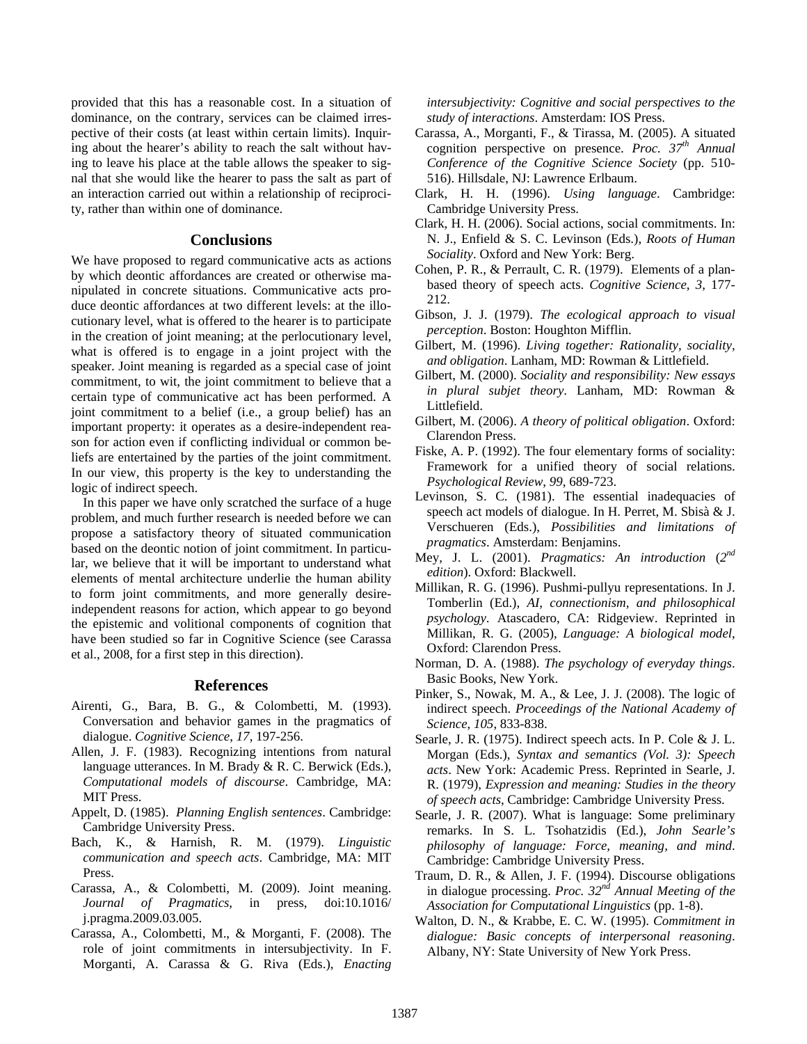provided that this has a reasonable cost. In a situation of dominance, on the contrary, services can be claimed irrespective of their costs (at least within certain limits). Inquiring about the hearer's ability to reach the salt without having to leave his place at the table allows the speaker to signal that she would like the hearer to pass the salt as part of an interaction carried out within a relationship of reciprocity, rather than within one of dominance.

## Conclusions

We have proposed to regard communicative acts as actions by which deontic affordances are created or otherwise manipulated in concrete situations. Communicative acts produce deontic affordances at two different levels: at the illocutionary level, what is offered to the hearer is to participate in the creation of joint meaning; at the perlocutionary level, what is offered is to engage in a joint project with the speaker. Joint meaning is regarded as a special case of joint commitment, to wit, the joint commitment to believe that a certain type of communicative act has been performed. A joint commitment to a belief (i.e., a group belief) has an important property: it operates as a desire-independent reason for action even if conflicting individual or common beliefs are entertained by the parties of the joint commitment. In our view, this property is the key to understanding the logic of indirect speech.

In this paper we have only scratched the surface of a huge problem, and much further research is needed before we can propose a satisfactory theory of situated communication based on the deontic notion of joint commitment. In particular, we believe that it will be important to understand what elements of mental architecture underlie the human ability to form joint commitments, and more generally desire-independent reasons for action, which appear to go beyond the epistemic and volitional components of cognition that have been studied so far in Cognitive Science (see Carassa et al., 2008, for a first step in this direction).

## References

Airenti, G., Bara, B. G., & Colombetti, M. (1993). Conversation and behavior games in the pragmatics of dialogue. *Cognitive Science*, *17*, 197-256.

Allen, J. F. (1983). Recognizing intentions from natural language utterances. In M. Brady & R. C. Berwick (Eds.), *Computational models of discourse*. Cambridge, MA: MIT Press.

Appelt, D. (1985). *Planning English sentences*. Cambridge: Cambridge University Press.

Bach, K., & Harnish, R. M. (1979). *Linguistic communication and speech acts*. Cambridge, MA: MIT Press.

Carassa, A., & Colombetti, M. (2009). Joint meaning. *Journal of Pragmatics*, in press, doi:10.1016/j.pragma.2009.03.005.

Carassa, A., Colombetti, M., & Morganti, F. (2008). The role of joint commitments in intersubjectivity. In F. Morganti, A. Carassa & G. Riva (Eds.), *Enacting intersubjectivity: Cognitive and social perspectives to the study of interactions*. Amsterdam: IOS Press.

Carassa, A., Morganti, F., & Tirassa, M. (2005). A situated cognition perspective on presence. *Proc. 37th Annual Conference of the Cognitive Science Society* (pp. 510-516). Hillsdale, NJ: Lawrence Erlbaum.

Clark, H. H. (1996). *Using language*. Cambridge: Cambridge University Press.

Clark, H. H. (2006). Social actions, social commitments. In: N. J., Enfield & S. C. Levinson (Eds.), *Roots of Human Sociality*. Oxford and New York: Berg.

Cohen, P. R., & Perrault, C. R. (1979). Elements of a plan-based theory of speech acts. *Cognitive Science*, *3*, 177-212.

Gibson, J. J. (1979). *The ecological approach to visual perception*. Boston: Houghton Mifflin.

Gilbert, M. (1996). *Living together: Rationality, sociality, and obligation*. Lanham, MD: Rowman & Littlefield.

Gilbert, M. (2000). *Sociality and responsibility: New essays in plural subjet theory*. Lanham, MD: Rowman & Littlefield.

Gilbert, M. (2006). *A theory of political obligation*. Oxford: Clarendon Press.

Fiske, A. P. (1992). The four elementary forms of sociality: Framework for a unified theory of social relations. *Psychological Review*, *99*, 689-723.

Levinson, S. C. (1981). The essential inadequacies of speech act models of dialogue. In H. Perret, M. Sbisà & J. Verschueren (Eds.), *Possibilities and limitations of pragmatics*. Amsterdam: Benjamins.

Mey, J. L. (2001). *Pragmatics: An introduction* (*2nd edition*). Oxford: Blackwell.

Millikan, R. G. (1996). Pushmi-pullyu representations. In J. Tomberlin (Ed.), *AI, connectionism, and philosophical psychology*. Atascadero, CA: Ridgeview. Reprinted in Millikan, R. G. (2005), *Language: A biological model*, Oxford: Clarendon Press.

Norman, D. A. (1988). *The psychology of everyday things*. Basic Books, New York.

Pinker, S., Nowak, M. A., & Lee, J. J. (2008). The logic of indirect speech. *Proceedings of the National Academy of Science*, *105*, 833-838.

Searle, J. R. (1975). Indirect speech acts. In P. Cole & J. L. Morgan (Eds.), *Syntax and semantics (Vol. 3): Speech acts*. New York: Academic Press. Reprinted in Searle, J. R. (1979), *Expression and meaning: Studies in the theory of speech acts*, Cambridge: Cambridge University Press.

Searle, J. R. (2007). What is language: Some preliminary remarks. In S. L. Tsohatzidis (Ed.), *John Searle's philosophy of language: Force, meaning, and mind*. Cambridge: Cambridge University Press.

Traum, D. R., & Allen, J. F. (1994). Discourse obligations in dialogue processing. *Proc. 32nd Annual Meeting of the Association for Computational Linguistics* (pp. 1-8).

Walton, D. N., & Krabbe, E. C. W. (1995). *Commitment in dialogue: Basic concepts of interpersonal reasoning*. Albany, NY: State University of New York Press.